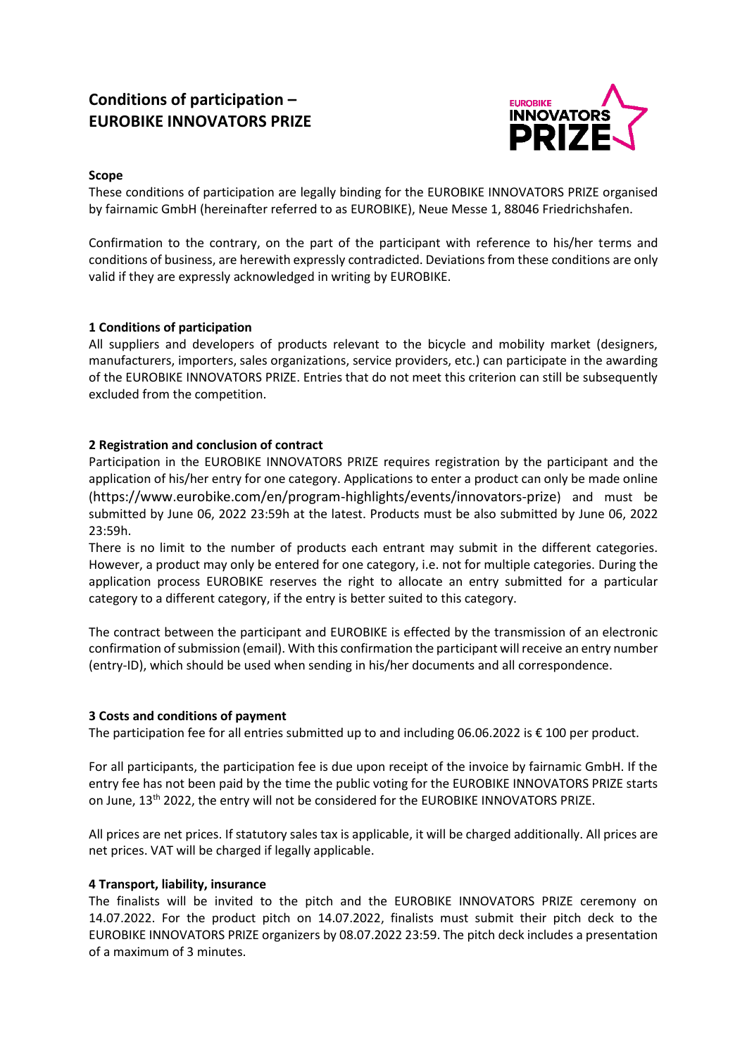# Conditions of participation – EUROBIKE INNOVATORS PRIZE

**Scope**

These conditions of participation are legally binding for the EUROBIKE INNOVATORS PRIZE organised by fairnamic GmbH (hereinafter referred to as EUROBIKE), Neue Messe 1, 88046 Friedrichshafen.

Confirmation to the contrary, on the part of the participant with reference to his/her terms and conditions of business, are herewith expressly contradicted. Deviations from these conditions are only valid if they are expressly acknowledged in writing by EUROBIKE.

**1 Conditions of participation**

All suppliers and developers of products relevant to the bicycle and mobility market (designers, manufacturers, importers, sales organizations, service providers, etc.) can participate in the awarding of the EUROBIKE INNOVATORS PRIZE. Entries that do not meet this criterion can still be subsequently excluded from the competition.

**2 Registration and conclusion of contract**

Participation in the EUROBIKE INNOVATORS PRIZE requires registration by the participant and the application of his/her entry for one category. Applications to enter a product can only be made online (https://www.eurobike.com/en/program-highlights/events/innovators-prize) and must be submitted by June 06, 2022 23:59h at the latest. Products must be also submitted by June 06, 2022 23:59h.

There is no limit to the number of products each entrant may submit in the different categories. However, a product may only be entered for one category, i.e. not for multiple categories. During the application process EUROBIKE reserves the right to allocate an entry submitted for a particular category to a different category, if the entry is better suited to this category.

The contract between the participant and EUROBIKE is effected by the transmission of an electronic confirmation of submission (email). With this confirmation the participant will receive an entry number (entry-ID), which should be used when sending in his/her documents and all correspondence.

**3 Costs and conditions of payment**

The participation fee for all entries submitted up to and including 06.06.2022 is € 100 per product.

For all participants, the participation fee is due upon receipt of the invoice by fairnamic GmbH. If the entry fee has not been paid by the time the public voting for the EUROBIKE INNOVATORS PRIZE starts on June, 13th 2022, the entry will not be considered for the EUROBIKE INNOVATORS PRIZE.

All prices are net prices. If statutory sales tax is applicable, it will be charged additionally. All prices are net prices. VAT will be charged if legally applicable.

**4 Transport, liability, insurance**

The finalists will be invited to the pitch and the EUROBIKE INNOVATORS PRIZE ceremony on 14.07.2022. For the product pitch on 14.07.2022, finalists must submit their pitch deck to the EUROBIKE INNOVATORS PRIZE organizers by 08.07.2022 23:59. The pitch deck includes a presentation of a maximum of 3 minutes.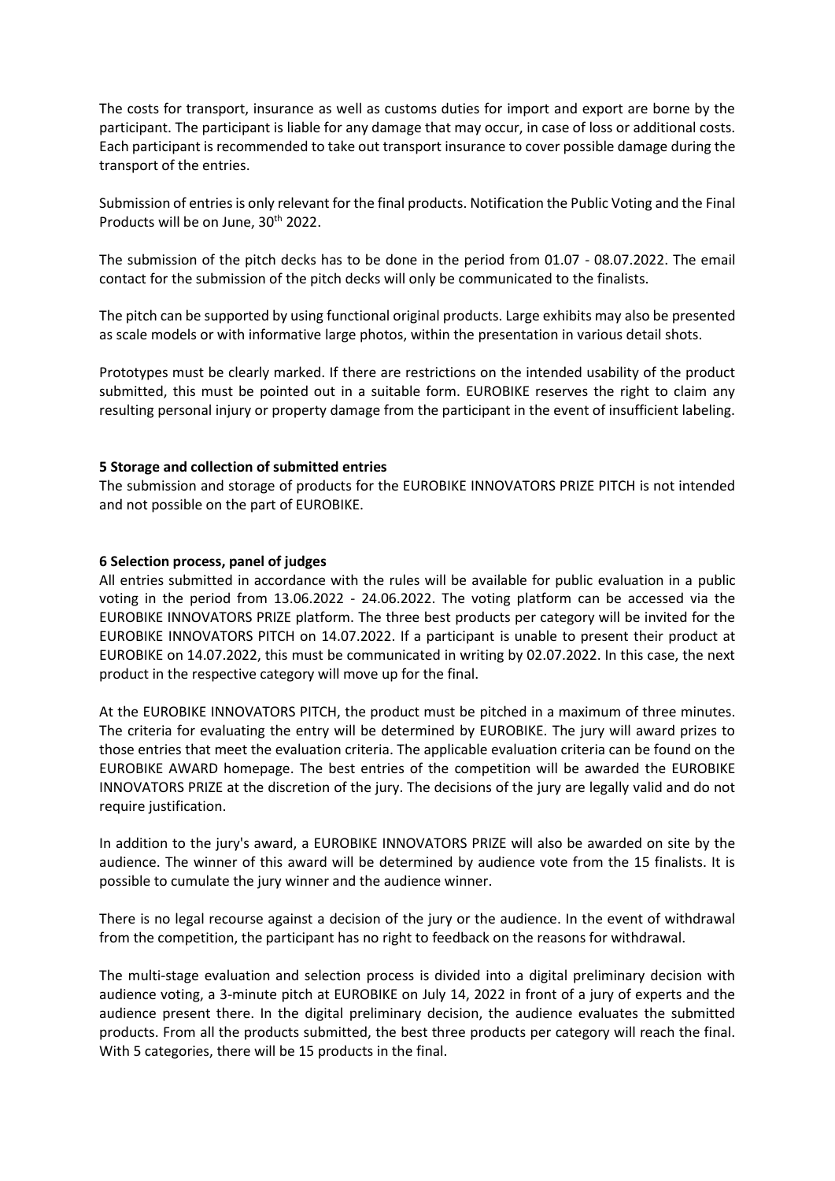The costs for transport, insurance as well as customs duties for import and export are borne by the participant. The participant is liable for any damage that may occur, in case of loss or additional costs. Each participant is recommended to take out transport insurance to cover possible damage during the transport of the entries.

Submission of entries is only relevant for the final products. Notification the Public Voting and the Final Products will be on June, 30th 2022.

The submission of the pitch decks has to be done in the period from 01.07 - 08.07.2022. The email contact for the submission of the pitch decks will only be communicated to the finalists.

The pitch can be supported by using functional original products. Large exhibits may also be presented as scale models or with informative large photos, within the presentation in various detail shots.

Prototypes must be clearly marked. If there are restrictions on the intended usability of the product submitted, this must be pointed out in a suitable form. EUROBIKE reserves the right to claim any resulting personal injury or property damage from the participant in the event of insufficient labeling.

**5 Storage and collection of submitted entries**

The submission and storage of products for the EUROBIKE INNOVATORS PRIZE PITCH is not intended and not possible on the part of EUROBIKE.

**6 Selection process, panel of judges**

All entries submitted in accordance with the rules will be available for public evaluation in a public voting in the period from 13.06.2022 - 24.06.2022. The voting platform can be accessed via the EUROBIKE INNOVATORS PRIZE platform. The three best products per category will be invited for the EUROBIKE INNOVATORS PITCH on 14.07.2022. If a participant is unable to present their product at EUROBIKE on 14.07.2022, this must be communicated in writing by 02.07.2022. In this case, the next product in the respective category will move up for the final.

At the EUROBIKE INNOVATORS PITCH, the product must be pitched in a maximum of three minutes. The criteria for evaluating the entry will be determined by EUROBIKE. The jury will award prizes to those entries that meet the evaluation criteria. The applicable evaluation criteria can be found on the EUROBIKE AWARD homepage. The best entries of the competition will be awarded the EUROBIKE INNOVATORS PRIZE at the discretion of the jury. The decisions of the jury are legally valid and do not require justification.

In addition to the jury's award, a EUROBIKE INNOVATORS PRIZE will also be awarded on site by the audience. The winner of this award will be determined by audience vote from the 15 finalists. It is possible to cumulate the jury winner and the audience winner.

There is no legal recourse against a decision of the jury or the audience. In the event of withdrawal from the competition, the participant has no right to feedback on the reasons for withdrawal.

The multi-stage evaluation and selection process is divided into a digital preliminary decision with audience voting, a 3-minute pitch at EUROBIKE on July 14, 2022 in front of a jury of experts and the audience present there. In the digital preliminary decision, the audience evaluates the submitted products. From all the products submitted, the best three products per category will reach the final. With 5 categories, there will be 15 products in the final.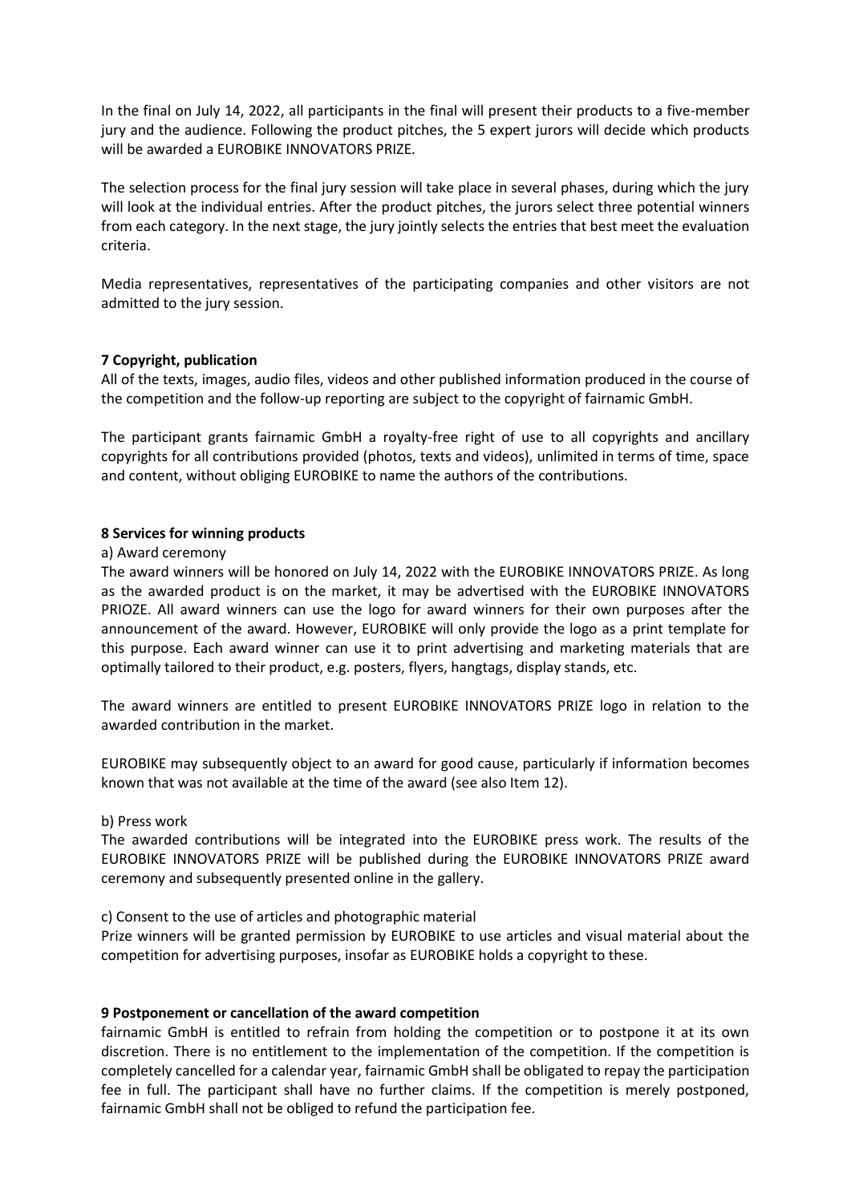In the final on July 14, 2022, all participants in the final will present their products to a five-member jury and the audience. Following the product pitches, the 5 expert jurors will decide which products will be awarded a EUROBIKE INNOVATORS PRIZE.

The selection process for the final jury session will take place in several phases, during which the jury will look at the individual entries. After the product pitches, the jurors select three potential winners from each category. In the next stage, the jury jointly selects the entries that best meet the evaluation criteria.

Media representatives, representatives of the participating companies and other visitors are not admitted to the jury session.

**7 Copyright, publication**

All of the texts, images, audio files, videos and other published information produced in the course of the competition and the follow-up reporting are subject to the copyright of fairnamic GmbH.

The participant grants fairnamic GmbH a royalty-free right of use to all copyrights and ancillary copyrights for all contributions provided (photos, texts and videos), unlimited in terms of time, space and content, without obliging EUROBIKE to name the authors of the contributions.

**8 Services for winning products**

a) Award ceremony

The award winners will be honored on July 14, 2022 with the EUROBIKE INNOVATORS PRIZE. As long as the awarded product is on the market, it may be advertised with the EUROBIKE INNOVATORS PRIOZE. All award winners can use the logo for award winners for their own purposes after the announcement of the award. However, EUROBIKE will only provide the logo as a print template for this purpose. Each award winner can use it to print advertising and marketing materials that are optimally tailored to their product, e.g. posters, flyers, hangtags, display stands, etc.

The award winners are entitled to present EUROBIKE INNOVATORS PRIZE logo in relation to the awarded contribution in the market.

EUROBIKE may subsequently object to an award for good cause, particularly if information becomes known that was not available at the time of the award (see also Item 12).

b) Press work

The awarded contributions will be integrated into the EUROBIKE press work. The results of the EUROBIKE INNOVATORS PRIZE will be published during the EUROBIKE INNOVATORS PRIZE award ceremony and subsequently presented online in the gallery.

c) Consent to the use of articles and photographic material

Prize winners will be granted permission by EUROBIKE to use articles and visual material about the competition for advertising purposes, insofar as EUROBIKE holds a copyright to these.

**9 Postponement or cancellation of the award competition**

fairnamic GmbH is entitled to refrain from holding the competition or to postpone it at its own discretion. There is no entitlement to the implementation of the competition. If the competition is completely cancelled for a calendar year, fairnamic GmbH shall be obligated to repay the participation fee in full. The participant shall have no further claims. If the competition is merely postponed, fairnamic GmbH shall not be obliged to refund the participation fee.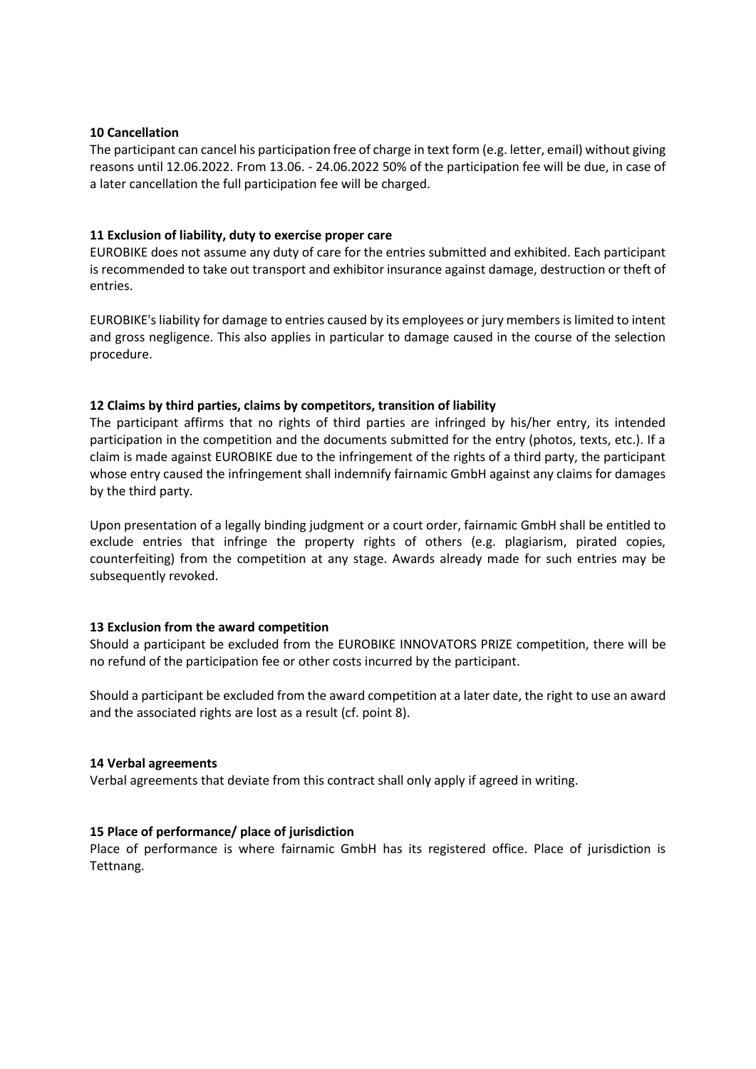### 10 Cancellation

The participant can cancel his participation free of charge in text form (e.g. letter, email) without giving reasons until 12.06.2022. From 13.06. - 24.06.2022 50% of the participation fee will be due, in case of a later cancellation the full participation fee will be charged.

### 11 Exclusion of liability, duty to exercise proper care

EUROBIKE does not assume any duty of care for the entries submitted and exhibited. Each participant is recommended to take out transport and exhibitor insurance against damage, destruction or theft of entries.

EUROBIKE's liability for damage to entries caused by its employees or jury members is limited to intent and gross negligence. This also applies in particular to damage caused in the course of the selection procedure.

### 12 Claims by third parties, claims by competitors, transition of liability

The participant affirms that no rights of third parties are infringed by his/her entry, its intended participation in the competition and the documents submitted for the entry (photos, texts, etc.). If a claim is made against EUROBIKE due to the infringement of the rights of a third party, the participant whose entry caused the infringement shall indemnify fairnamic GmbH against any claims for damages by the third party.

Upon presentation of a legally binding judgment or a court order, fairnamic GmbH shall be entitled to exclude entries that infringe the property rights of others (e.g. plagiarism, pirated copies, counterfeiting) from the competition at any stage. Awards already made for such entries may be subsequently revoked.

### 13 Exclusion from the award competition

Should a participant be excluded from the EUROBIKE INNOVATORS PRIZE competition, there will be no refund of the participation fee or other costs incurred by the participant.

Should a participant be excluded from the award competition at a later date, the right to use an award and the associated rights are lost as a result (cf. point 8).

### 14 Verbal agreements

Verbal agreements that deviate from this contract shall only apply if agreed in writing.

### 15 Place of performance/ place of jurisdiction

Place of performance is where fairnamic GmbH has its registered office. Place of jurisdiction is Tettnang.